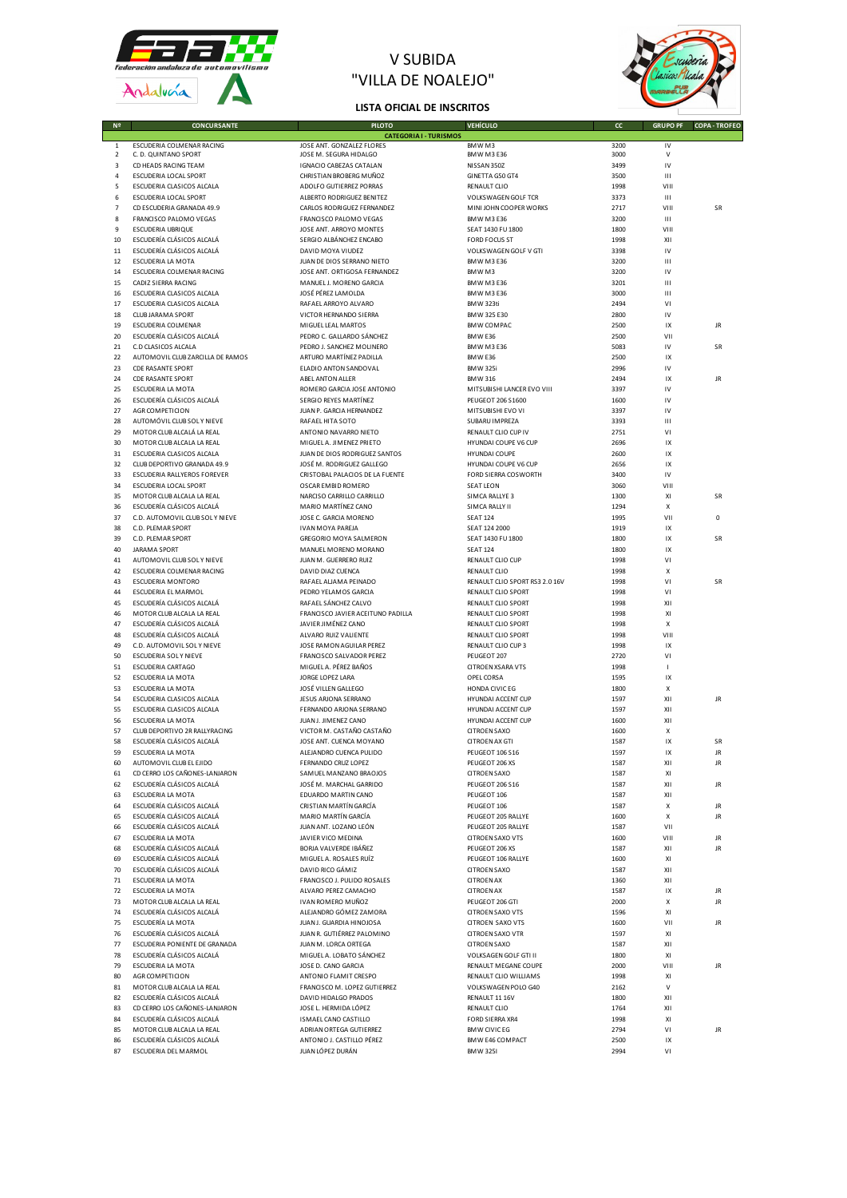# V SUBIDA
# "VILLA DE NOALEJO"

### LISTA OFICIAL DE INSCRITOS

| Nº | CONCURSANTE | PILOTO | VEHÍCULO | CC | GRUPO PF | COPA - TROFEO |
|---|---|---|---|---|---|---|
| | | CATEGORIA I - TURISMOS | | | | |
| 1 | ESCUDERIA COLMENAR RACING | JOSE ANT. GONZALEZ FLORES | BMW M3 | 3200 | IV | |
| 2 | C. D. QUINTANO SPORT | JOSE M. SEGURA HIDALGO | BMW M3 E36 | 3000 | V | |
| 3 | CD HEADS RACING TEAM | IGNACIO CABEZAS CATALAN | NISSAN 350Z | 3499 | IV | |
| 4 | ESCUDERIA LOCAL SPORT | CHRISTIAN BROBERG MUÑOZ | GINETTA G50 GT4 | 3500 | III | |
| 5 | ESCUDERIA CLASICOS ALCALA | ADOLFO GUTIERREZ PORRAS | RENAULT CLIO | 1998 | VIII | |
| 6 | ESCUDERIA LOCAL SPORT | ALBERTO RODRIGUEZ BENITEZ | VOLKSWAGEN GOLF TCR | 3373 | III | |
| 7 | CD ESCUDERIA GRANADA 49.9 | CARLOS RODRIGUEZ FERNANDEZ | MINI JOHN COOPER WORKS | 2717 | VIII | SR |
| 8 | FRANCISCO PALOMO VEGAS | FRANCISCO PALOMO VEGAS | BMW M3 E36 | 3200 | III | |
| 9 | ESCUDERIA UBRIQUE | JOSE ANT. ARROYO MONTES | SEAT 1430 FU 1800 | 1800 | VIII | |
| 10 | ESCUDERÍA CLÁSICOS ALCALÁ | SERGIO ALBÁNCHEZ ENCABO | FORD FOCUS ST | 1998 | XII | |
| 11 | ESCUDERÍA CLÁSICOS ALCALÁ | DAVID MOYA VIUDEZ | VOLKSWAGEN GOLF V GTI | 3398 | IV | |
| 12 | ESCUDERIA LA MOTA | JUAN DE DIOS SERRANO NIETO | BMW M3 E36 | 3200 | III | |
| 14 | ESCUDERIA COLMENAR RACING | JOSE ANT. ORTIGOSA FERNANDEZ | BMW M3 | 3200 | IV | |
| 15 | CADIZ SIERRA RACING | MANUEL J. MORENO GARCIA | BMW M3 E36 | 3201 | III | |
| 16 | ESCUDERIA CLASICOS ALCALA | JOSÉ PÉREZ LAMOLDA | BMW M3 E36 | 3000 | III | |
| 17 | ESCUDERIA CLASICOS ALCALA | RAFAEL ARROYO ALVARO | BMW 323ti | 2494 | VI | |
| 18 | CLUB JARAMA SPORT | VICTOR HERNANDO SIERRA | BMW 325 E30 | 2800 | IV | |
| 19 | ESCUDERIA COLMENAR | MIGUEL LEAL MARTOS | BMW COMPAC | 2500 | IX | JR |
| 20 | ESCUDERÍA CLÁSICOS ALCALÁ | PEDRO C. GALLARDO SÁNCHEZ | BMW E36 | 2500 | VII | |
| 21 | C.D CLASICOS ALCALA | PEDRO J. SANCHEZ MOLINERO | BMW M3 E36 | 5083 | IV | SR |
| 22 | AUTOMOVIL CLUB ZARCILLA DE RAMOS | ARTURO MARTÍNEZ PADILLA | BMW E36 | 2500 | IX | |
| 23 | CDE RASANTE SPORT | ELADIO ANTON SANDOVAL | BMW 325i | 2996 | IV | |
| 24 | CDE RASANTE SPORT | ABEL ANTON ALLER | BMW 316 | 2494 | IX | JR |
| 25 | ESCUDERIA LA MOTA | ROMERO GARCIA JOSE ANTONIO | MITSUBISHI LANCER EVO VIII | 3397 | IV | |
| 26 | ESCUDERÍA CLÁSICOS ALCALÁ | SERGIO REYES MARTÍNEZ | PEUGEOT 206 S1600 | 1600 | IV | |
| 27 | AGR COMPETICION | JUAN P. GARCIA HERNANDEZ | MITSUBISHI EVO VI | 3397 | IV | |
| 28 | AUTOMÓVIL CLUB SOL Y NIEVE | RAFAEL HITA SOTO | SUBARU IMPREZA | 3393 | III | |
| 29 | MOTOR CLUB ALCALÁ LA REAL | ANTONIO NAVARRO NIETO | RENAULT CLIO CUP IV | 2751 | VI | |
| 30 | MOTOR CLUB ALCALA LA REAL | MIGUEL A. JIMENEZ PRIETO | HYUNDAI COUPE V6 CUP | 2696 | IX | |
| 31 | ESCUDERIA CLASICOS ALCALA | JUAN DE DIOS RODRIGUEZ SANTOS | HYUNDAI COUPE | 2600 | IX | |
| 32 | CLUB DEPORTIVO GRANADA 49.9 | JOSÉ M. RODRIGUEZ GALLEGO | HYUNDAI COUPE V6 CUP | 2656 | IX | |
| 33 | ESCUDERIA RALLYEROS FOREVER | CRISTOBAL PALACIOS DE LA FUENTE | FORD SIERRA COSWORTH | 3400 | IV | |
| 34 | ESCUDERIA LOCAL SPORT | OSCAR EMBID ROMERO | SEAT LEON | 3060 | VIII | |
| 35 | MOTOR CLUB ALCALA LA REAL | NARCISO CARRILLO CARRILLO | SIMCA RALLYE 3 | 1300 | XI | SR |
| 36 | ESCUDERÍA CLÁSICOS ALCALÁ | MARIO MARTÍNEZ CANO | SIMCA RALLY II | 1294 | X | |
| 37 | C.D. AUTOMOVIL CLUB SOL Y NIEVE | JOSE C. GARCIA MORENO | SEAT 124 | 1995 | VII | 0 |
| 38 | C.D. PLEMAR SPORT | IVAN MOYA PAREJA | SEAT 124 2000 | 1919 | IX | |
| 39 | C.D. PLEMAR SPORT | GREGORIO MOYA SALMERON | SEAT 1430 FU 1800 | 1800 | IX | SR |
| 40 | JARAMA SPORT | MANUEL MORENO MORANO | SEAT 124 | 1800 | IX | |
| 41 | AUTOMOVIL CLUB SOL Y NIEVE | JUAN M. GUERRERO RUIZ | RENAULT CLIO CUP | 1998 | VI | |
| 42 | ESCUDERIA COLMENAR RACING | DAVID DIAZ CUENCA | RENAULT CLIO | 1998 | X | |
| 43 | ESCUDERIA MONTORO | RAFAEL ALJAMA PEINADO | RENAULT CLIO SPORT RS3 2.0 16V | 1998 | VI | SR |
| 44 | ESCUDERIA EL MARMOL | PEDRO YELAMOS GARCIA | RENAULT CLIO SPORT | 1998 | VI | |
| 45 | ESCUDERÍA CLÁSICOS ALCALÁ | RAFAEL SÁNCHEZ CALVO | RENAULT CLIO SPORT | 1998 | XII | |
| 46 | MOTOR CLUB ALCALA LA REAL | FRANCISCO JAVIER ACEITUNO PADILLA | RENAULT CLIO SPORT | 1998 | XI | |
| 47 | ESCUDERÍA CLÁSICOS ALCALÁ | JAVIER JIMÉNEZ CANO | RENAULT CLIO SPORT | 1998 | X | |
| 48 | ESCUDERÍA CLÁSICOS ALCALÁ | ALVARO RUIZ VALIENTE | RENAULT CLIO SPORT | 1998 | VIII | |
| 49 | C.D. AUTOMOVIL SOL Y NIEVE | JOSE RAMON AGUILAR PEREZ | RENAULT CLIO CUP 3 | 1998 | IX | |
| 50 | ESCUDERIA SOL Y NIEVE | FRANCISCO SALVADOR PEREZ | PEUGEOT 207 | 2720 | VI | |
| 51 | ESCUDERIA CARTAGO | MIGUEL A. PÉREZ BAÑOS | CITROEN XSARA VTS | 1998 | I | |
| 52 | ESCUDERIA LA MOTA | JORGE LOPEZ LARA | OPEL CORSA | 1595 | IX | |
| 53 | ESCUDERIA LA MOTA | JOSÉ VILLEN GALLEGO | HONDA CIVIC EG | 1800 | X | |
| 54 | ESCUDERIA CLASICOS ALCALA | JESUS ARJONA SERRANO | HYUNDAI ACCENT CUP | 1597 | XII | JR |
| 55 | ESCUDERIA CLASICOS ALCALA | FERNANDO ARJONA SERRANO | HYUNDAI ACCENT CUP | 1597 | XII | |
| 56 | ESCUDERIA LA MOTA | JUAN J. JIMENEZ CANO | HYUNDAI ACCENT CUP | 1600 | XII | |
| 57 | CLUB DEPORTIVO 2R RALLYRACING | VICTOR M. CASTAÑO CASTAÑO | CITROEN SAXO | 1600 | X | |
| 58 | ESCUDERÍA CLÁSICOS ALCALÁ | JOSE ANT. CUENCA MOYANO | CITROEN AX GTI | 1587 | IX | SR |
| 59 | ESCUDERIA LA MOTA | ALEJANDRO CUENCA PULIDO | PEUGEOT 106 S16 | 1597 | IX | JR |
| 60 | AUTOMOVIL CLUB EL EJIDO | FERNANDO CRUZ LOPEZ | PEUGEOT 206 XS | 1587 | XII | JR |
| 61 | CD CERRO LOS CAÑONES-LANJARON | SAMUEL MANZANO BRAOJOS | CITROEN SAXO | 1587 | XI | |
| 62 | ESCUDERÍA CLÁSICOS ALCALÁ | JOSÉ M. MARCHAL GARRIDO | PEUGEOT 206 S16 | 1587 | XII | JR |
| 63 | ESCUDERIA LA MOTA | EDUARDO MARTIN CANO | PEUGEOT 106 | 1587 | XII | |
| 64 | ESCUDERÍA CLÁSICOS ALCALÁ | CRISTIAN MARTÍN GARCÍA | PEUGEOT 106 | 1587 | X | JR |
| 65 | ESCUDERÍA CLÁSICOS ALCALÁ | MARIO MARTÍN GARCÍA | PEUGEOT 205 RALLYE | 1600 | X | JR |
| 66 | ESCUDERÍA CLÁSICOS ALCALÁ | JUAN ANT. LOZANO LEÓN | PEUGEOT 205 RALLYE | 1587 | VII | |
| 67 | ESCUDERIA LA MOTA | JAVIER VICO MEDINA | CITROEN SAXO VTS | 1600 | VIII | JR |
| 68 | ESCUDERÍA CLÁSICOS ALCALÁ | BORJA VALVERDE IBÁÑEZ | PEUGEOT 206 XS | 1587 | XII | JR |
| 69 | ESCUDERÍA CLÁSICOS ALCALÁ | MIGUEL A. ROSALES RUÍZ | PEUGEOT 106 RALLYE | 1600 | XI | |
| 70 | ESCUDERÍA CLÁSICOS ALCALÁ | DAVID RICO GÁMIZ | CITROEN SAXO | 1587 | XII | |
| 71 | ESCUDERIA LA MOTA | FRANCISCO J. PULIDO ROSALES | CITROEN AX | 1360 | XII | |
| 72 | ESCUDERIA LA MOTA | ALVARO PEREZ CAMACHO | CITROEN AX | 1587 | IX | JR |
| 73 | MOTOR CLUB ALCALA LA REAL | IVAN ROMERO MUÑOZ | PEUGEOT 206 GTI | 2000 | X | JR |
| 74 | ESCUDERÍA CLÁSICOS ALCALÁ | ALEJANDRO GÓMEZ ZAMORA | CITROEN SAXO VTS | 1596 | XI | |
| 75 | ESCUDERÍA LA MOTA | JUAN J. GUARDIA HINOJOSA | CITROEN SAXO VTS | 1600 | VII | JR |
| 76 | ESCUDERÍA CLÁSICOS ALCALÁ | JUAN R. GUTIÉRREZ PALOMINO | CITROEN SAXO VTR | 1597 | XI | |
| 77 | ESCUDERIA PONIENTE DE GRANADA | JUAN M. LORCA ORTEGA | CITROEN SAXO | 1587 | XII | |
| 78 | ESCUDERÍA CLÁSICOS ALCALÁ | MIGUEL A. LOBATO SÁNCHEZ | VOLKSAGEN GOLF GTI II | 1800 | XI | |
| 79 | ESCUDERÍA LA MOTA | JOSE D. CANO GARCIA | RENAULT MEGANE COUPE | 2000 | VIII | JR |
| 80 | AGR COMPETICION | ANTONIO FLAMIT CRESPO | RENAULT CLIO WILLIAMS | 1998 | XI | |
| 81 | MOTOR CLUB ALCALA LA REAL | FRANCISCO M. LOPEZ GUTIERREZ | VOLKSWAGEN POLO G40 | 2162 | V | |
| 82 | ESCUDERÍA CLÁSICOS ALCALÁ | DAVID HIDALGO PRADOS | RENAULT 11 16V | 1800 | XII | |
| 83 | CD CERRO LOS CAÑONES-LANJARON | JOSE L. HERMIDA LÓPEZ | RENAULT CLIO | 1764 | XII | |
| 84 | ESCUDERÍA CLÁSICOS ALCALÁ | ISMAEL CANO CASTILLO | FORD SIERRA XR4 | 1998 | XI | |
| 85 | MOTOR CLUB ALCALA LA REAL | ADRIAN ORTEGA GUTIERREZ | BMW CIVIC EG | 2794 | VI | JR |
| 86 | ESCUDERÍA CLÁSICOS ALCALÁ | ANTONIO J. CASTILLO PÉREZ | BMW E46 COMPACT | 2500 | IX | |
| 87 | ESCUDERIA DEL MARMOL | JUAN LÓPEZ DURÁN | BMW 325I | 2994 | VI | |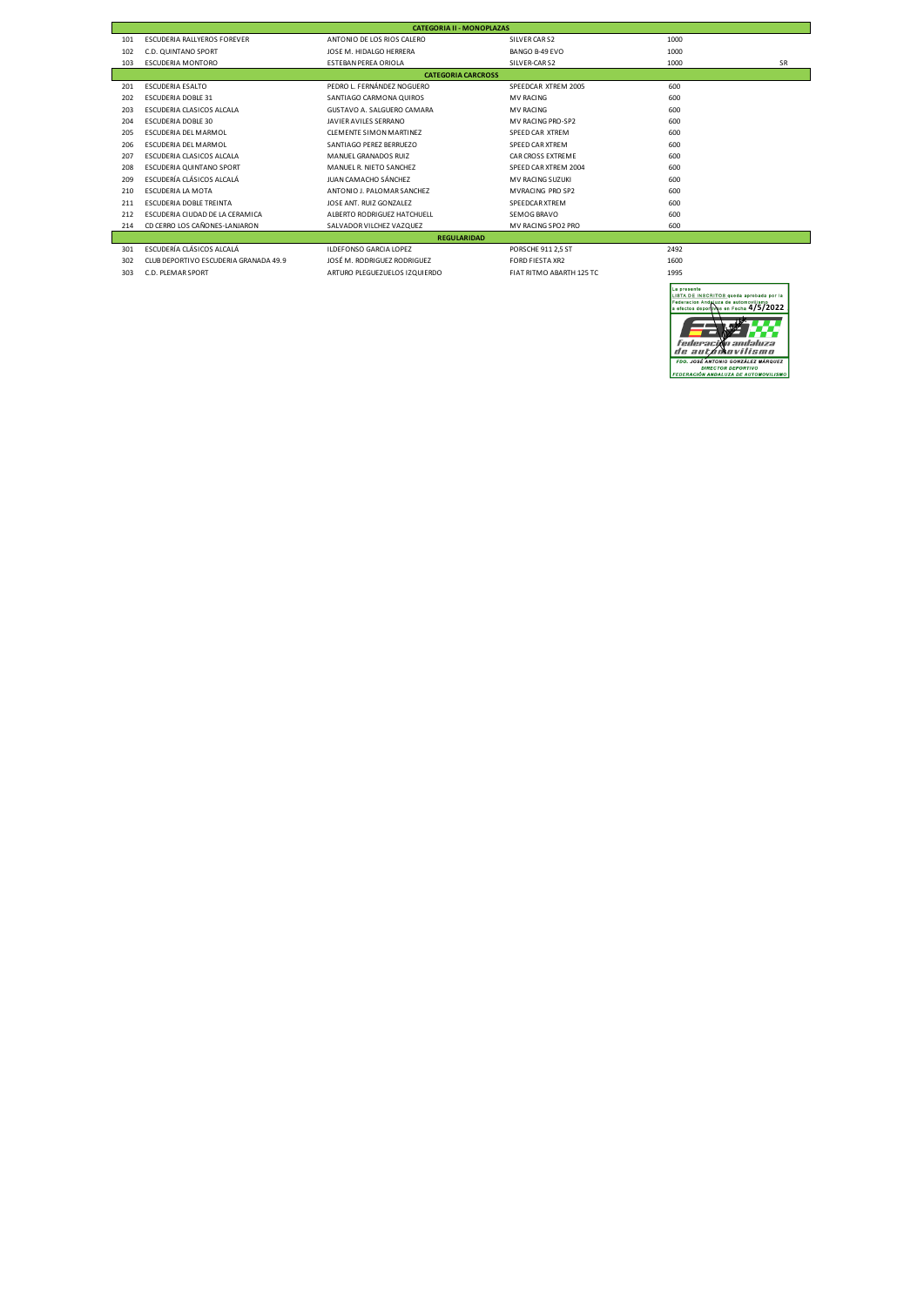| | | | | | |
|---|---|---|---|---|---|
| | | CATEGORIA II - MONOPLAZAS | | | |
| 101 | ESCUDERIA RALLYEROS FOREVER | ANTONIO DE LOS RIOS CALERO | SILVER CAR S2 | 1000 | |
| 102 | C.D. QUINTANO SPORT | JOSE M. HIDALGO HERRERA | BANGO B-49 EVO | 1000 | |
| 103 | ESCUDERIA MONTORO | ESTEBAN PEREA ORIOLA | SILVER-CAR S2 | 1000 | SR |
| | | CATEGORIA CARCROSS | | | |
| 201 | ESCUDERIA ESALTO | PEDRO L. FERNÁNDEZ NOGUERO | SPEEDCAR XTREM 2005 | 600 | |
| 202 | ESCUDERIA DOBLE 31 | SANTIAGO CARMONA QUIROS | MV RACING | 600 | |
| 203 | ESCUDERIA CLASICOS ALCALA | GUSTAVO A. SALGUERO CAMARA | MV RACING | 600 | |
| 204 | ESCUDERIA DOBLE 30 | JAVIER AVILES SERRANO | MV RACING PRO-SP2 | 600 | |
| 205 | ESCUDERIA DEL MARMOL | CLEMENTE SIMON MARTINEZ | SPEED CAR XTREM | 600 | |
| 206 | ESCUDERIA DEL MARMOL | SANTIAGO PEREZ BERRUEZO | SPEED CAR XTREM | 600 | |
| 207 | ESCUDERIA CLASICOS ALCALA | MANUEL GRANADOS RUIZ | CAR CROSS EXTREME | 600 | |
| 208 | ESCUDERIA QUINTANO SPORT | MANUEL R. NIETO SANCHEZ | SPEED CAR XTREM 2004 | 600 | |
| 209 | ESCUDERÍA CLÁSICOS ALCALÁ | JUAN CAMACHO SÁNCHEZ | MV RACING SUZUKI | 600 | |
| 210 | ESCUDERIA LA MOTA | ANTONIO J. PALOMAR SANCHEZ | MVRACING PRO SP2 | 600 | |
| 211 | ESCUDERIA DOBLE TREINTA | JOSE ANT. RUIZ GONZALEZ | SPEEDCAR XTREM | 600 | |
| 212 | ESCUDERIA CIUDAD DE LA CERAMICA | ALBERTO RODRIGUEZ HATCHUELL | SEMOG BRAVO | 600 | |
| 214 | CD CERRO LOS CAÑONES-LANJARON | SALVADOR VILCHEZ VAZQUEZ | MV RACING SPO2 PRO | 600 | |
| | | REGULARIDAD | | | |
| 301 | ESCUDERÍA CLÁSICOS ALCALÁ | ILDEFONSO GARCIA LOPEZ | PORSCHE 911 2,5 ST | 2492 | |
| 302 | CLUB DEPORTIVO ESCUDERIA GRANADA 49.9 | JOSÉ M. RODRIGUEZ RODRIGUEZ | FORD FIESTA XR2 | 1600 | |
| 303 | C.D. PLEMAR SPORT | ARTURO PLEGUEZUELOS IZQUIERDO | FIAT RITMO ABARTH 125 TC | 1995 | |

La presente
LISTA DE INSCRITOS queda aprobada por la
Federacion Andaluza de automovilismo
a efectos deportivos en Fecha 4/5/2022

federación andaluza de automovilismo

FDO. JOSÉ ANTONIO GONZÁLEZ MÁRQUEZ
DIRECTOR DEPORTIVO
FEDERACIÓN ANDALUZA DE AUTOMOVILISMO